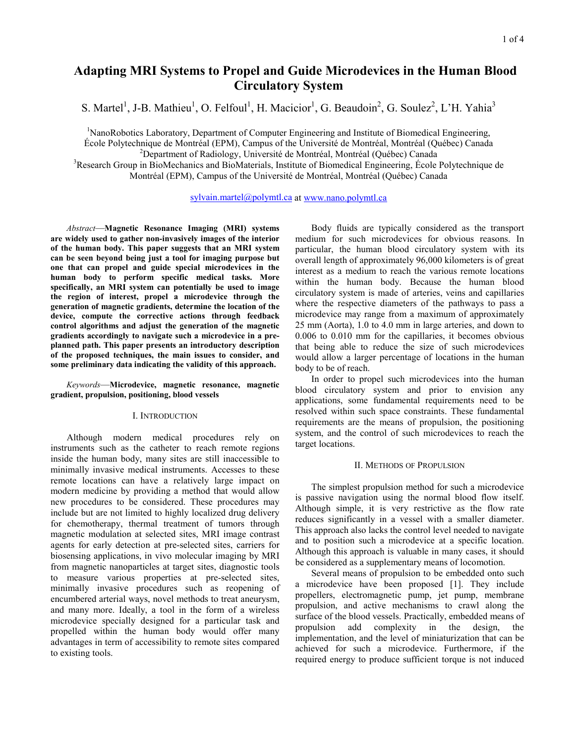# Adapting MRI Systems to Propel and Guide Microdevices in the Human Blood Circulatory System

S. Martel[1], J-B. Mathieu[1], O. Felfoul[1], H. Macicior[1], G. Beaudoin[2], G. Soulez[2], L'H. Yahia[3]

[1]NanoRobotics Laboratory, Department of Computer Engineering and Institute of Biomedical Engineering, École Polytechnique de Montréal (EPM), Campus of the Université de Montréal, Montréal (Québec) Canada
[2]Department of Radiology, Université de Montréal, Montréal (Québec) Canada
[3]Research Group in BioMechanics and BioMaterials, Institute of Biomedical Engineering, École Polytechnique de Montréal (EPM), Campus of the Université de Montréal, Montréal (Québec) Canada

sylvain.martel@polymtl.ca at www.nano.polymtl.ca

*Abstract*—**Magnetic Resonance Imaging (MRI) systems are widely used to gather non-invasively images of the interior of the human body. This paper suggests that an MRI system can be seen beyond being just a tool for imaging purpose but one that can propel and guide special microdevices in the human body to perform specific medical tasks. More specifically, an MRI system can potentially be used to image the region of interest, propel a microdevice through the generation of magnetic gradients, determine the location of the device, compute the corrective actions through feedback control algorithms and adjust the generation of the magnetic gradients accordingly to navigate such a microdevice in a pre-planned path. This paper presents an introductory description of the proposed techniques, the main issues to consider, and some preliminary data indicating the validity of this approach.**

*Keywords*—**Microdevice, magnetic resonance, magnetic gradient, propulsion, positioning, blood vessels**

## I. Introduction

Although modern medical procedures rely on instruments such as the catheter to reach remote regions inside the human body, many sites are still inaccessible to minimally invasive medical instruments. Accesses to these remote locations can have a relatively large impact on modern medicine by providing a method that would allow new procedures to be considered. These procedures may include but are not limited to highly localized drug delivery for chemotherapy, thermal treatment of tumors through magnetic modulation at selected sites, MRI image contrast agents for early detection at pre-selected sites, carriers for biosensing applications, in vivo molecular imaging by MRI from magnetic nanoparticles at target sites, diagnostic tools to measure various properties at pre-selected sites, minimally invasive procedures such as reopening of encumbered arterial ways, novel methods to treat aneurysm, and many more. Ideally, a tool in the form of a wireless microdevice specially designed for a particular task and propelled within the human body would offer many advantages in term of accessibility to remote sites compared to existing tools.

Body fluids are typically considered as the transport medium for such microdevices for obvious reasons. In particular, the human blood circulatory system with its overall length of approximately 96,000 kilometers is of great interest as a medium to reach the various remote locations within the human body. Because the human blood circulatory system is made of arteries, veins and capillaries where the respective diameters of the pathways to pass a microdevice may range from a maximum of approximately 25 mm (Aorta), 1.0 to 4.0 mm in large arteries, and down to 0.006 to 0.010 mm for the capillaries, it becomes obvious that being able to reduce the size of such microdevices would allow a larger percentage of locations in the human body to be of reach.

In order to propel such microdevices into the human blood circulatory system and prior to envision any applications, some fundamental requirements need to be resolved within such space constraints. These fundamental requirements are the means of propulsion, the positioning system, and the control of such microdevices to reach the target locations.

## II. Methods of Propulsion

The simplest propulsion method for such a microdevice is passive navigation using the normal blood flow itself. Although simple, it is very restrictive as the flow rate reduces significantly in a vessel with a smaller diameter. This approach also lacks the control level needed to navigate and to position such a microdevice at a specific location. Although this approach is valuable in many cases, it should be considered as a supplementary means of locomotion.

Several means of propulsion to be embedded onto such a microdevice have been proposed [1]. They include propellers, electromagnetic pump, jet pump, membrane propulsion, and active mechanisms to crawl along the surface of the blood vessels. Practically, embedded means of propulsion add complexity in the design, the implementation, and the level of miniaturization that can be achieved for such a microdevice. Furthermore, if the required energy to produce sufficient torque is not induced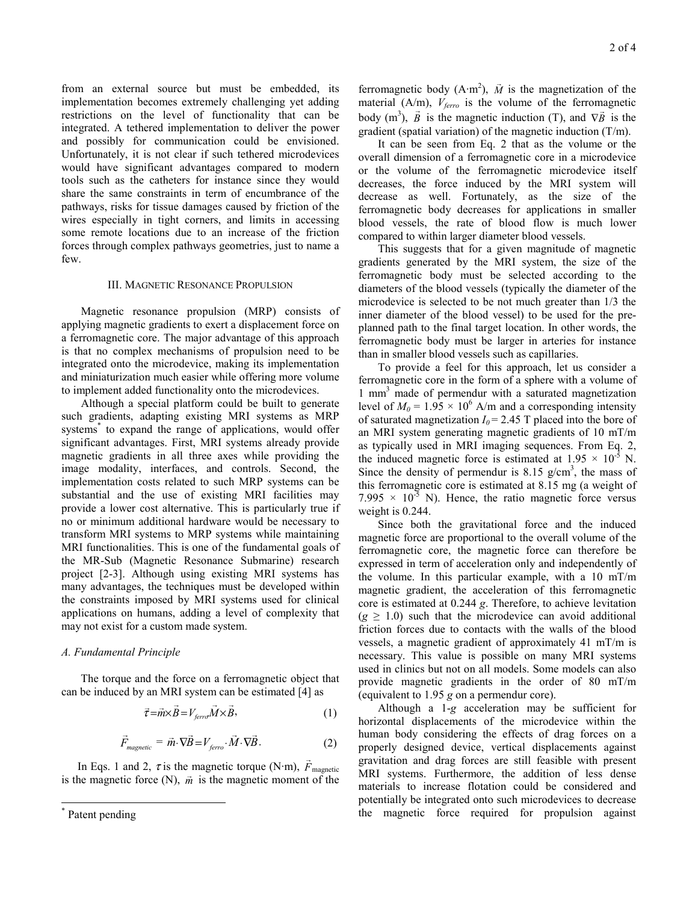from an external source but must be embedded, its implementation becomes extremely challenging yet adding restrictions on the level of functionality that can be integrated. A tethered implementation to deliver the power and possibly for communication could be envisioned. Unfortunately, it is not clear if such tethered microdevices would have significant advantages compared to modern tools such as the catheters for instance since they would share the same constraints in term of encumbrance of the pathways, risks for tissue damages caused by friction of the wires especially in tight corners, and limits in accessing some remote locations due to an increase of the friction forces through complex pathways geometries, just to name a few.

## III. Magnetic Resonance Propulsion

Magnetic resonance propulsion (MRP) consists of applying magnetic gradients to exert a displacement force on a ferromagnetic core. The major advantage of this approach is that no complex mechanisms of propulsion need to be integrated onto the microdevice, making its implementation and miniaturization much easier while offering more volume to implement added functionality onto the microdevices.

Although a special platform could be built to generate such gradients, adapting existing MRI systems as MRP systems* to expand the range of applications, would offer significant advantages. First, MRI systems already provide magnetic gradients in all three axes while providing the image modality, interfaces, and controls. Second, the implementation costs related to such MRP systems can be substantial and the use of existing MRI facilities may provide a lower cost alternative. This is particularly true if no or minimum additional hardware would be necessary to transform MRI systems to MRP systems while maintaining MRI functionalities. This is one of the fundamental goals of the MR-Sub (Magnetic Resonance Submarine) research project [2-3]. Although using existing MRI systems has many advantages, the techniques must be developed within the constraints imposed by MRI systems used for clinical applications on humans, adding a level of complexity that may not exist for a custom made system.

### *A. Fundamental Principle*

The torque and the force on a ferromagnetic object that can be induced by an MRI system can be estimated [4] as

$$\vec{\tau} = \vec{m} \times \vec{B} = V_{ferro} \vec{M} \times \vec{B}, \tag{1}$$

$$\vec{F}_{magnetic} = \vec{m} \cdot \nabla \vec{B} = V_{ferro} \cdot \vec{M} \cdot \nabla \vec{B}. \tag{2}$$

In Eqs. 1 and 2, $\tau$ is the magnetic torque (N·m), $\vec{F}_{\text{magnetic}}$ is the magnetic force (N), $\vec{m}$ is the magnetic moment of the ferromagnetic body (A·m$^2$), $\vec{M}$ is the magnetization of the material (A/m), $V_{ferro}$ is the volume of the ferromagnetic body (m$^3$), $\vec{B}$ is the magnetic induction (T), and $\nabla \vec{B}$ is the gradient (spatial variation) of the magnetic induction (T/m).

It can be seen from Eq. 2 that as the volume or the overall dimension of a ferromagnetic core in a microdevice or the volume of the ferromagnetic microdevice itself decreases, the force induced by the MRI system will decrease as well. Fortunately, as the size of the ferromagnetic body decreases for applications in smaller blood vessels, the rate of blood flow is much lower compared to within larger diameter blood vessels.

This suggests that for a given magnitude of magnetic gradients generated by the MRI system, the size of the ferromagnetic body must be selected according to the diameters of the blood vessels (typically the diameter of the microdevice is selected to be not much greater than 1/3 the inner diameter of the blood vessel) to be used for the pre-planned path to the final target location. In other words, the ferromagnetic body must be larger in arteries for instance than in smaller blood vessels such as capillaries.

To provide a feel for this approach, let us consider a ferromagnetic core in the form of a sphere with a volume of 1 mm$^3$ made of permendur with a saturated magnetization level of $M_0 = 1.95 \times 10^6$ A/m and a corresponding intensity of saturated magnetization $I_0 = 2.45$ T placed into the bore of an MRI system generating magnetic gradients of 10 mT/m as typically used in MRI imaging sequences. From Eq. 2, the induced magnetic force is estimated at $1.95 \times 10^{-5}$ N. Since the density of permendur is 8.15 g/cm$^3$, the mass of this ferromagnetic core is estimated at 8.15 mg (a weight of $7.995 \times 10^{-5}$ N). Hence, the ratio magnetic force versus weight is 0.244.

Since both the gravitational force and the induced magnetic force are proportional to the overall volume of the ferromagnetic core, the magnetic force can therefore be expressed in term of acceleration only and independently of the volume. In this particular example, with a 10 mT/m magnetic gradient, the acceleration of this ferromagnetic core is estimated at 0.244 *g*. Therefore, to achieve levitation ($g \geq 1.0$) such that the microdevice can avoid additional friction forces due to contacts with the walls of the blood vessels, a magnetic gradient of approximately 41 mT/m is necessary. This value is possible on many MRI systems used in clinics but not on all models. Some models can also provide magnetic gradients in the order of 80 mT/m (equivalent to 1.95 *g* on a permendur core).

Although a 1-*g* acceleration may be sufficient for horizontal displacements of the microdevice within the human body considering the effects of drag forces on a properly designed device, vertical displacements against gravitation and drag forces are still feasible with present MRI systems. Furthermore, the addition of less dense materials to increase flotation could be considered and potentially be integrated onto such microdevices to decrease the magnetic force required for propulsion against

* Patent pending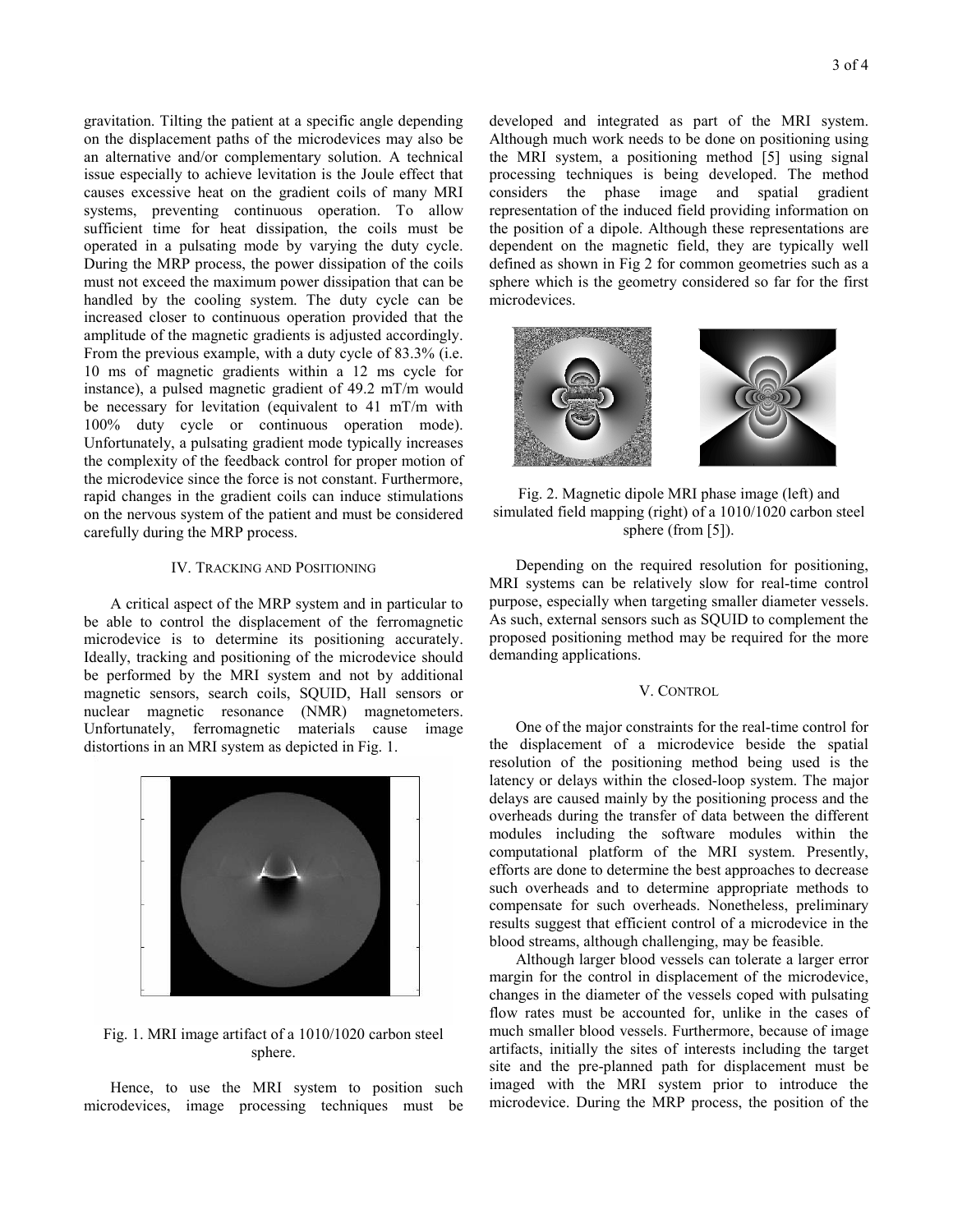gravitation. Tilting the patient at a specific angle depending on the displacement paths of the microdevices may also be an alternative and/or complementary solution. A technical issue especially to achieve levitation is the Joule effect that causes excessive heat on the gradient coils of many MRI systems, preventing continuous operation. To allow sufficient time for heat dissipation, the coils must be operated in a pulsating mode by varying the duty cycle. During the MRP process, the power dissipation of the coils must not exceed the maximum power dissipation that can be handled by the cooling system. The duty cycle can be increased closer to continuous operation provided that the amplitude of the magnetic gradients is adjusted accordingly. From the previous example, with a duty cycle of 83.3% (i.e. 10 ms of magnetic gradients within a 12 ms cycle for instance), a pulsed magnetic gradient of 49.2 mT/m would be necessary for levitation (equivalent to 41 mT/m with 100% duty cycle or continuous operation mode). Unfortunately, a pulsating gradient mode typically increases the complexity of the feedback control for proper motion of the microdevice since the force is not constant. Furthermore, rapid changes in the gradient coils can induce stimulations on the nervous system of the patient and must be considered carefully during the MRP process.

## IV. Tracking and Positioning

A critical aspect of the MRP system and in particular to be able to control the displacement of the ferromagnetic microdevice is to determine its positioning accurately. Ideally, tracking and positioning of the microdevice should be performed by the MRI system and not by additional magnetic sensors, search coils, SQUID, Hall sensors or nuclear magnetic resonance (NMR) magnetometers. Unfortunately, ferromagnetic materials cause image distortions in an MRI system as depicted in Fig. 1.

Fig. 1. MRI image artifact of a 1010/1020 carbon steel sphere.

Hence, to use the MRI system to position such microdevices, image processing techniques must be developed and integrated as part of the MRI system. Although much work needs to be done on positioning using the MRI system, a positioning method [5] using signal processing techniques is being developed. The method considers the phase image and spatial gradient representation of the induced field providing information on the position of a dipole. Although these representations are dependent on the magnetic field, they are typically well defined as shown in Fig 2 for common geometries such as a sphere which is the geometry considered so far for the first microdevices.

Fig. 2. Magnetic dipole MRI phase image (left) and simulated field mapping (right) of a 1010/1020 carbon steel sphere (from [5]).

Depending on the required resolution for positioning, MRI systems can be relatively slow for real-time control purpose, especially when targeting smaller diameter vessels. As such, external sensors such as SQUID to complement the proposed positioning method may be required for the more demanding applications.

## V. Control

One of the major constraints for the real-time control for the displacement of a microdevice beside the spatial resolution of the positioning method being used is the latency or delays within the closed-loop system. The major delays are caused mainly by the positioning process and the overheads during the transfer of data between the different modules including the software modules within the computational platform of the MRI system. Presently, efforts are done to determine the best approaches to decrease such overheads and to determine appropriate methods to compensate for such overheads. Nonetheless, preliminary results suggest that efficient control of a microdevice in the blood streams, although challenging, may be feasible.

Although larger blood vessels can tolerate a larger error margin for the control in displacement of the microdevice, changes in the diameter of the vessels coped with pulsating flow rates must be accounted for, unlike in the cases of much smaller blood vessels. Furthermore, because of image artifacts, initially the sites of interests including the target site and the pre-planned path for displacement must be imaged with the MRI system prior to introduce the microdevice. During the MRP process, the position of the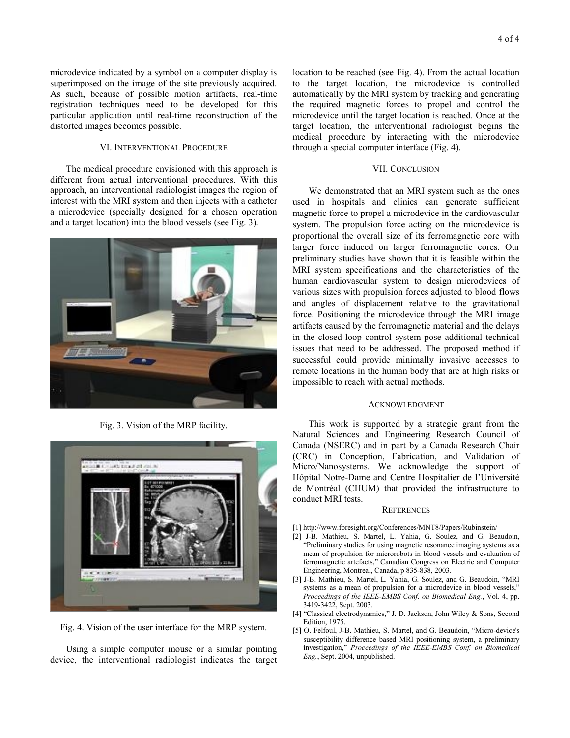microdevice indicated by a symbol on a computer display is superimposed on the image of the site previously acquired. As such, because of possible motion artifacts, real-time registration techniques need to be developed for this particular application until real-time reconstruction of the distorted images becomes possible.

## VI. Interventional Procedure

The medical procedure envisioned with this approach is different from actual interventional procedures. With this approach, an interventional radiologist images the region of interest with the MRI system and then injects with a catheter a microdevice (specially designed for a chosen operation and a target location) into the blood vessels (see Fig. 3).

Fig. 3. Vision of the MRP facility.

Fig. 4. Vision of the user interface for the MRP system.

Using a simple computer mouse or a similar pointing device, the interventional radiologist indicates the target location to be reached (see Fig. 4). From the actual location to the target location, the microdevice is controlled automatically by the MRI system by tracking and generating the required magnetic forces to propel and control the microdevice until the target location is reached. Once at the target location, the interventional radiologist begins the medical procedure by interacting with the microdevice through a special computer interface (Fig. 4).

## VII. Conclusion

We demonstrated that an MRI system such as the ones used in hospitals and clinics can generate sufficient magnetic force to propel a microdevice in the cardiovascular system. The propulsion force acting on the microdevice is proportional the overall size of its ferromagnetic core with larger force induced on larger ferromagnetic cores. Our preliminary studies have shown that it is feasible within the MRI system specifications and the characteristics of the human cardiovascular system to design microdevices of various sizes with propulsion forces adjusted to blood flows and angles of displacement relative to the gravitational force. Positioning the microdevice through the MRI image artifacts caused by the ferromagnetic material and the delays in the closed-loop control system pose additional technical issues that need to be addressed. The proposed method if successful could provide minimally invasive accesses to remote locations in the human body that are at high risks or impossible to reach with actual methods.

## Acknowledgment

This work is supported by a strategic grant from the Natural Sciences and Engineering Research Council of Canada (NSERC) and in part by a Canada Research Chair (CRC) in Conception, Fabrication, and Validation of Micro/Nanosystems. We acknowledge the support of Hôpital Notre-Dame and Centre Hospitalier de l'Université de Montréal (CHUM) that provided the infrastructure to conduct MRI tests.

## References

[1] http://www.foresight.org/Conferences/MNT8/Papers/Rubinstein/

[2] J-B. Mathieu, S. Martel, L. Yahia, G. Soulez, and G. Beaudoin, "Preliminary studies for using magnetic resonance imaging systems as a mean of propulsion for microrobots in blood vessels and evaluation of ferromagnetic artefacts," Canadian Congress on Electric and Computer Engineering, Montreal, Canada, p 835-838, 2003.

[3] J-B. Mathieu, S. Martel, L. Yahia, G. Soulez, and G. Beaudoin, "MRI systems as a mean of propulsion for a microdevice in blood vessels," *Proceedings of the IEEE-EMBS Conf. on Biomedical Eng.*, Vol. 4, pp. 3419-3422, Sept. 2003.

[4] "Classical electrodynamics," J. D. Jackson, John Wiley & Sons, Second Edition, 1975.

[5] O. Felfoul, J-B. Mathieu, S. Martel, and G. Beaudoin, "Micro-device's susceptibility difference based MRI positioning system, a preliminary investigation," *Proceedings of the IEEE-EMBS Conf. on Biomedical Eng.*, Sept. 2004, unpublished.